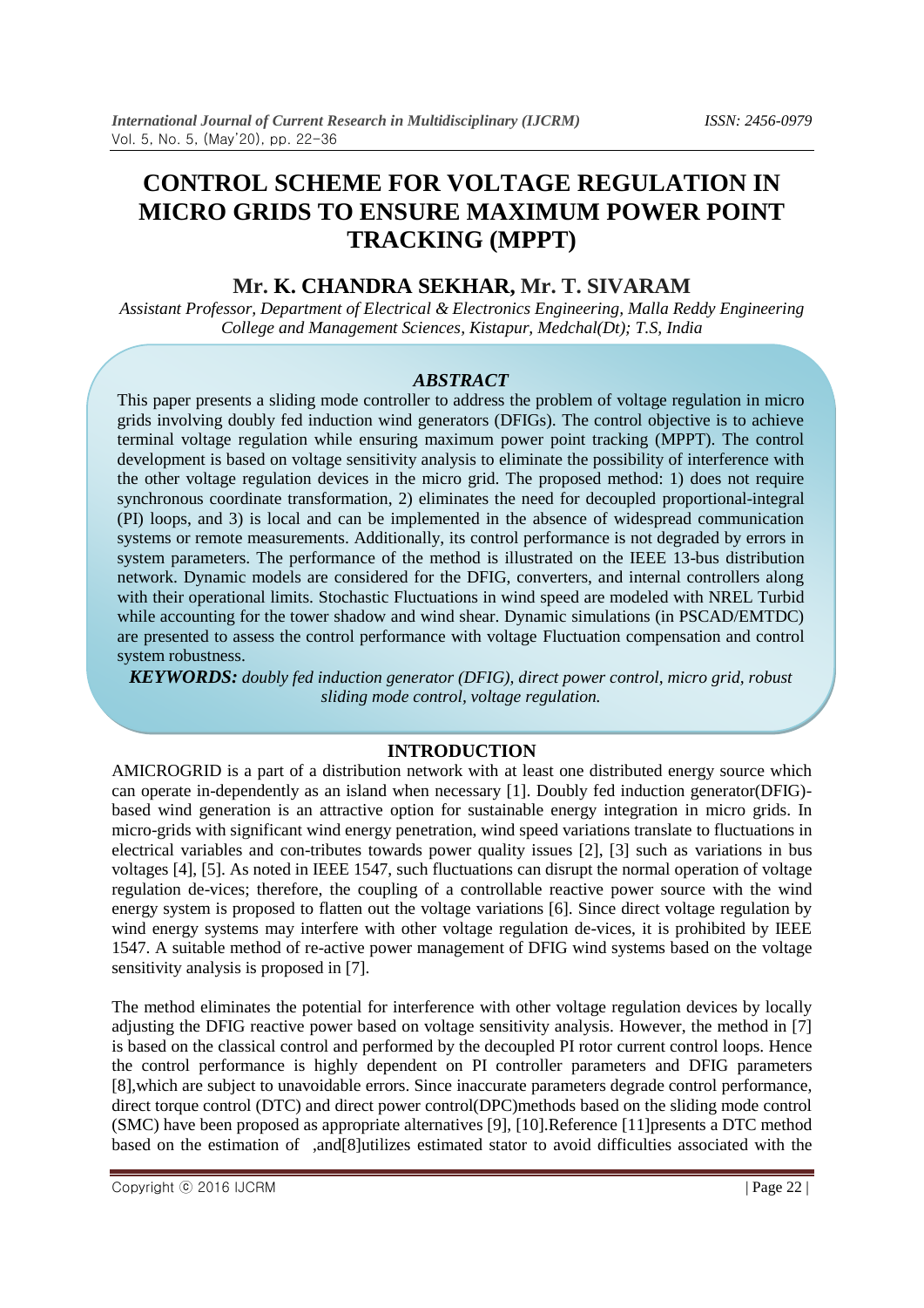# CONTROL SCHEME FOR VOLTAGE REGULATION IN MICRO GRIDS TO ENSURE MAXIMUM POWER POINT TRACKING (MPPT)

## Mr. K. CHANDRA SEKHAR, Mr. T. SIVARAM

*Assistant Professor, Department of Electrical & Electronics Engineering, Malla Reddy Engineering College and Management Sciences, Kistapur, Medchal(Dt); T.S, India*

### *ABSTRACT*

This paper presents a sliding mode controller to address the problem of voltage regulation in micro grids involving doubly fed induction wind generators (DFIGs). The control objective is to achieve terminal voltage regulation while ensuring maximum power point tracking (MPPT). The control development is based on voltage sensitivity analysis to eliminate the possibility of interference with the other voltage regulation devices in the micro grid. The proposed method: 1) does not require synchronous coordinate transformation, 2) eliminates the need for decoupled proportional-integral (PI) loops, and 3) is local and can be implemented in the absence of widespread communication systems or remote measurements. Additionally, its control performance is not degraded by errors in system parameters. The performance of the method is illustrated on the IEEE 13-bus distribution network. Dynamic models are considered for the DFIG, converters, and internal controllers along with their operational limits. Stochastic Fluctuations in wind speed are modeled with NREL Turbid while accounting for the tower shadow and wind shear. Dynamic simulations (in PSCAD/EMTDC) are presented to assess the control performance with voltage Fluctuation compensation and control system robustness.

***KEYWORDS:*** *doubly fed induction generator (DFIG), direct power control, micro grid, robust sliding mode control, voltage regulation.*

### INTRODUCTION

AMICROGRID is a part of a distribution network with at least one distributed energy source which can operate in-dependently as an island when necessary [1]. Doubly fed induction generator(DFIG)-based wind generation is an attractive option for sustainable energy integration in micro grids. In micro-grids with significant wind energy penetration, wind speed variations translate to fluctuations in electrical variables and con-tributes towards power quality issues [2], [3] such as variations in bus voltages [4], [5]. As noted in IEEE 1547, such fluctuations can disrupt the normal operation of voltage regulation de-vices; therefore, the coupling of a controllable reactive power source with the wind energy system is proposed to flatten out the voltage variations [6]. Since direct voltage regulation by wind energy systems may interfere with other voltage regulation de-vices, it is prohibited by IEEE 1547. A suitable method of re-active power management of DFIG wind systems based on the voltage sensitivity analysis is proposed in [7].

The method eliminates the potential for interference with other voltage regulation devices by locally adjusting the DFIG reactive power based on voltage sensitivity analysis. However, the method in [7] is based on the classical control and performed by the decoupled PI rotor current control loops. Hence the control performance is highly dependent on PI controller parameters and DFIG parameters [8],which are subject to unavoidable errors. Since inaccurate parameters degrade control performance, direct torque control (DTC) and direct power control(DPC)methods based on the sliding mode control (SMC) have been proposed as appropriate alternatives [9], [10].Reference [11]presents a DTC method based on the estimation of ,and[8]utilizes estimated stator to avoid difficulties associated with the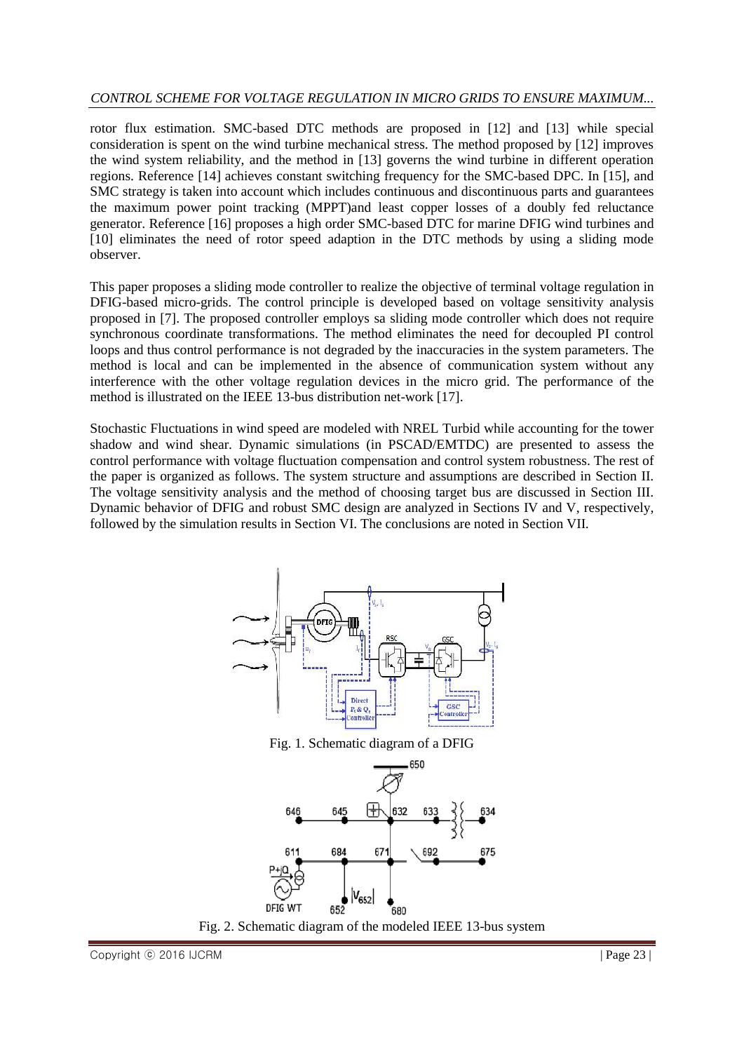rotor flux estimation. SMC-based DTC methods are proposed in [12] and [13] while special consideration is spent on the wind turbine mechanical stress. The method proposed by [12] improves the wind system reliability, and the method in [13] governs the wind turbine in different operation regions. Reference [14] achieves constant switching frequency for the SMC-based DPC. In [15], and SMC strategy is taken into account which includes continuous and discontinuous parts and guarantees the maximum power point tracking (MPPT)and least copper losses of a doubly fed reluctance generator. Reference [16] proposes a high order SMC-based DTC for marine DFIG wind turbines and [10] eliminates the need of rotor speed adaption in the DTC methods by using a sliding mode observer.

This paper proposes a sliding mode controller to realize the objective of terminal voltage regulation in DFIG-based micro-grids. The control principle is developed based on voltage sensitivity analysis proposed in [7]. The proposed controller employs sa sliding mode controller which does not require synchronous coordinate transformations. The method eliminates the need for decoupled PI control loops and thus control performance is not degraded by the inaccuracies in the system parameters. The method is local and can be implemented in the absence of communication system without any interference with the other voltage regulation devices in the micro grid. The performance of the method is illustrated on the IEEE 13-bus distribution net-work [17].

Stochastic Fluctuations in wind speed are modeled with NREL Turbid while accounting for the tower shadow and wind shear. Dynamic simulations (in PSCAD/EMTDC) are presented to assess the control performance with voltage fluctuation compensation and control system robustness. The rest of the paper is organized as follows. The system structure and assumptions are described in Section II. The voltage sensitivity analysis and the method of choosing target bus are discussed in Section III. Dynamic behavior of DFIG and robust SMC design are analyzed in Sections IV and V, respectively, followed by the simulation results in Section VI. The conclusions are noted in Section VII.

Fig. 1. Schematic diagram of a DFIG

Fig. 2. Schematic diagram of the modeled IEEE 13-bus system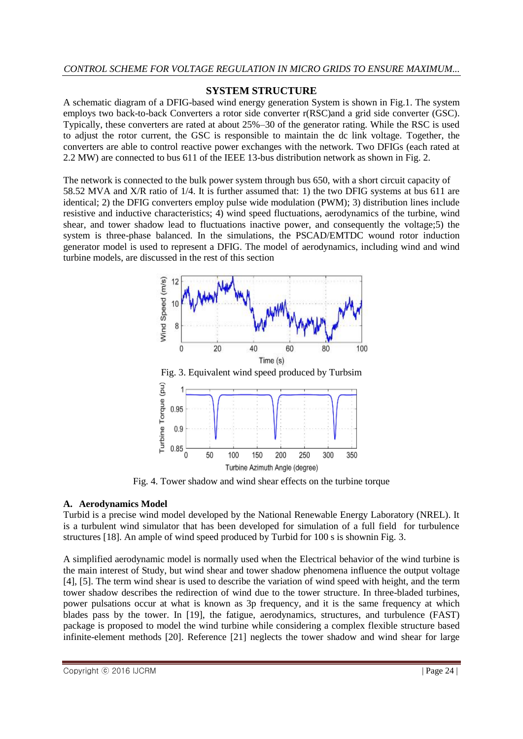## SYSTEM STRUCTURE

A schematic diagram of a DFIG-based wind energy generation System is shown in Fig.1. The system employs two back-to-back Converters a rotor side converter r(RSC)and a grid side converter (GSC). Typically, these converters are rated at about 25%–30 of the generator rating. While the RSC is used to adjust the rotor current, the GSC is responsible to maintain the dc link voltage. Together, the converters are able to control reactive power exchanges with the network. Two DFIGs (each rated at 2.2 MW) are connected to bus 611 of the IEEE 13-bus distribution network as shown in Fig. 2.

The network is connected to the bulk power system through bus 650, with a short circuit capacity of 58.52 MVA and X/R ratio of 1/4. It is further assumed that: 1) the two DFIG systems at bus 611 are identical; 2) the DFIG converters employ pulse wide modulation (PWM); 3) distribution lines include resistive and inductive characteristics; 4) wind speed fluctuations, aerodynamics of the turbine, wind shear, and tower shadow lead to fluctuations inactive power, and consequently the voltage;5) the system is three-phase balanced. In the simulations, the PSCAD/EMTDC wound rotor induction generator model is used to represent a DFIG. The model of aerodynamics, including wind and wind turbine models, are discussed in the rest of this section

Fig. 3. Equivalent wind speed produced by Turbsim

Fig. 4. Tower shadow and wind shear effects on the turbine torque

### A. Aerodynamics Model

Turbid is a precise wind model developed by the National Renewable Energy Laboratory (NREL). It is a turbulent wind simulator that has developed for simulation of a full field for turbulence structures [18]. An ample of wind speed produced by Turbid for 100 s is shownin Fig. 3.

A simplified aerodynamic model is normally used when the Electrical behavior of the wind turbine is the main interest of Study, but wind shear and tower shadow phenomena influence the output voltage [4], [5]. The term wind shear is used to describe the variation of wind speed with height, and the term tower shadow describes the redirection of wind due to the tower structure. In three-bladed turbines, power pulsations occur at what is known as 3p frequency, and it is the same frequency at which blades pass by the tower. In [19], the fatigue, aerodynamics, structures, and turbulence (FAST) package is proposed to model the wind turbine while considering a complex flexible structure based infinite-element methods [20]. Reference [21] neglects the tower shadow and wind shear for large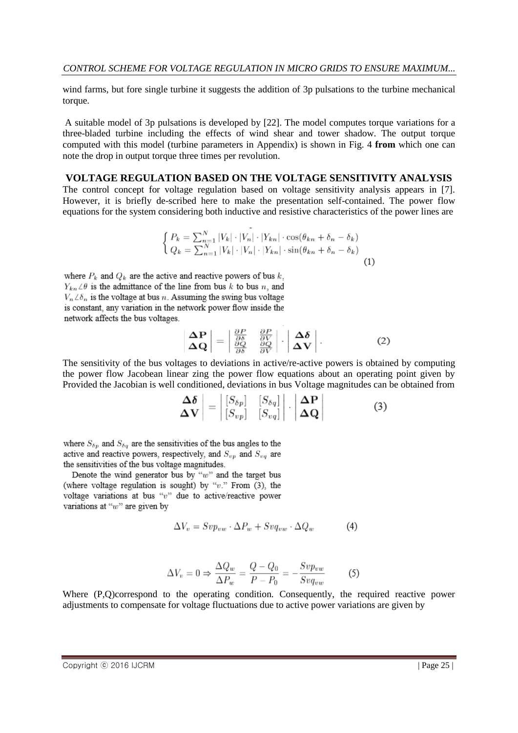wind farms, but fore single turbine it suggests the addition of 3p pulsations to the turbine mechanical torque.

A suitable model of 3p pulsations is developed by [22]. The model computes torque variations for a three-bladed turbine including the effects of wind shear and tower shadow. The output torque computed with this model (turbine parameters in Appendix) is shown in Fig. 4 **from** which one can note the drop in output torque three times per revolution.

## VOLTAGE REGULATION BASED ON THE VOLTAGE SENSITIVITY ANALYSIS

The control concept for voltage regulation based on voltage sensitivity analysis appears in [7]. However, it is briefly de-scribed here to make the presentation self-contained. The power flow equations for the system considering both inductive and resistive characteristics of the power lines are

$$\begin{cases} P_k = \sum_{n=1}^{N} |V_k| \cdot |V_n| \cdot |Y_{kn}| \cdot \cos(\theta_{kn} + \delta_n - \delta_k) \\ Q_k = \sum_{n=1}^{N} |V_k| \cdot |V_n| \cdot |Y_{kn}| \cdot \sin(\theta_{kn} + \delta_n - \delta_k) \end{cases} \tag{1}$$

where $P_k$ and $Q_k$ are the active and reactive powers of bus $k$, $Y_{kn}\angle\theta$ is the admittance of the line from bus $k$ to bus $n$, and $V_n\angle\delta_n$ is the voltage at bus $n$. Assuming the swing bus voltage is constant, any variation in the network power flow inside the network affects the bus voltages.

$$\begin{vmatrix} \mathbf{\Delta P} \\ \mathbf{\Delta Q} \end{vmatrix} = \begin{vmatrix} \frac{\partial P}{\partial \delta} & \frac{\partial P}{\partial V} \\ \frac{\partial Q}{\partial \delta} & \frac{\partial Q}{\partial V} \end{vmatrix} \cdot \begin{vmatrix} \mathbf{\Delta \delta} \\ \mathbf{\Delta V} \end{vmatrix}. \tag{2}$$

The sensitivity of the bus voltages to deviations in active/re-active powers is obtained by computing the power flow Jacobean linear zing the power flow equations about an operating point given by Provided the Jacobian is well conditioned, deviations in bus Voltage magnitudes can be obtained from

$$\begin{vmatrix} \mathbf{\Delta \delta} \\ \mathbf{\Delta V} \end{vmatrix} = \begin{vmatrix} [S_{\delta p}] & [S_{\delta q}] \\ [S_{vp}] & [S_{vq}] \end{vmatrix} \cdot \begin{vmatrix} \mathbf{\Delta P} \\ \mathbf{\Delta Q} \end{vmatrix} \tag{3}$$

where $S_{\delta p}$ and $S_{\delta q}$ are the sensitivities of the bus angles to the active and reactive powers, respectively, and $S_{vp}$ and $S_{vq}$ are the sensitivities of the bus voltage magnitudes.

Denote the wind generator bus by "$w$" and the target bus (where voltage regulation is sought) by "$v$." From (3), the voltage variations at bus "$v$" due to active/reactive power variations at "$w$" are given by

$$\Delta V_v = Svp_{vw} \cdot \Delta P_w + Svq_{vw} \cdot \Delta Q_w \tag{4}$$

$$\Delta V_v = 0 \Rightarrow \frac{\Delta Q_w}{\Delta P_w} = \frac{Q - Q_0}{P - P_0} = -\frac{Svp_{vw}}{Svq_{vw}} \tag{5}$$

Where (P,Q)correspond to the operating condition. Consequently, the required reactive power adjustments to compensate for voltage fluctuations due to active power variations are given by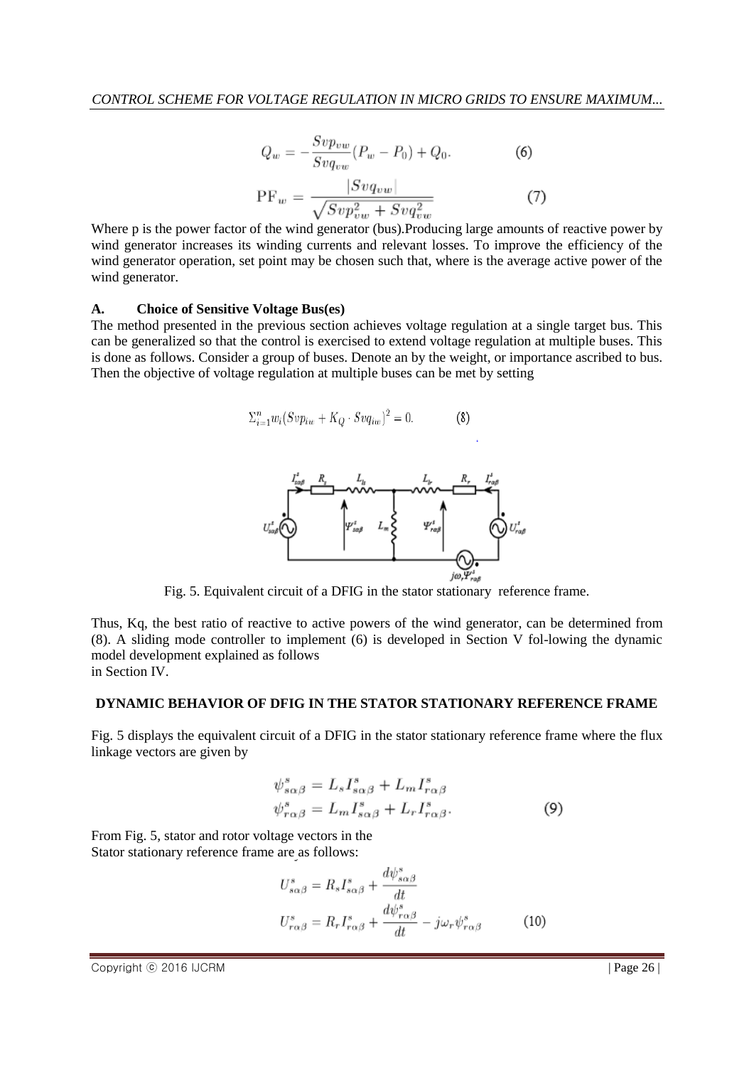$$Q_w = -\frac{Svp_{vw}}{Svq_{vw}}(P_w - P_0) + Q_0. \quad (6)$$

$$\text{PF}_w = \frac{|Svq_{vw}|}{\sqrt{Svp_{vw}^2 + Svq_{vw}^2}} \quad (7)$$

Where p is the power factor of the wind generator (bus).Producing large amounts of reactive power by wind generator increases its winding currents and relevant losses. To improve the efficiency of the wind generator operation, set point may be chosen such that, where is the average active power of the wind generator.

### A. Choice of Sensitive Voltage Bus(es)

The method presented in the previous section achieves voltage regulation at a single target bus. This can be generalized so that the control is exercised to extend voltage regulation at multiple buses. This is done as follows. Consider a group of buses. Denote an by the weight, or importance ascribed to bus. Then the objective of voltage regulation at multiple buses can be met by setting

$$\Sigma_{i=1}^{n} w_i (Svp_{iw} + K_Q \cdot Svq_{iw})^2 = 0. \quad (8)$$

Fig. 5. Equivalent circuit of a DFIG in the stator stationary reference frame.

Thus, Kq, the best ratio of reactive to active powers of the wind generator, can be determined from (8). A sliding mode controller to implement (6) is developed in Section V fol-lowing the dynamic model development explained as follows
in Section IV.

## DYNAMIC BEHAVIOR OF DFIG IN THE STATOR STATIONARY REFERENCE FRAME

Fig. 5 displays the equivalent circuit of a DFIG in the stator stationary reference frame where the flux linkage vectors are given by

$$\begin{aligned} \psi_{s\alpha\beta}^{s} &= L_s I_{s\alpha\beta}^{s} + L_m I_{r\alpha\beta}^{s} \\ \psi_{r\alpha\beta}^{s} &= L_m I_{s\alpha\beta}^{s} + L_r I_{r\alpha\beta}^{s}. \end{aligned} \quad (9)$$

From Fig. 5, stator and rotor voltage vectors in the
Stator stationary reference frame are as follows:

$$\begin{aligned} U_{s\alpha\beta}^{s} &= R_s I_{s\alpha\beta}^{s} + \frac{d\psi_{s\alpha\beta}^{s}}{dt} \\ U_{r\alpha\beta}^{s} &= R_r I_{r\alpha\beta}^{s} + \frac{d\psi_{r\alpha\beta}^{s}}{dt} - j\omega_r \psi_{r\alpha\beta}^{s} \end{aligned} \quad (10)$$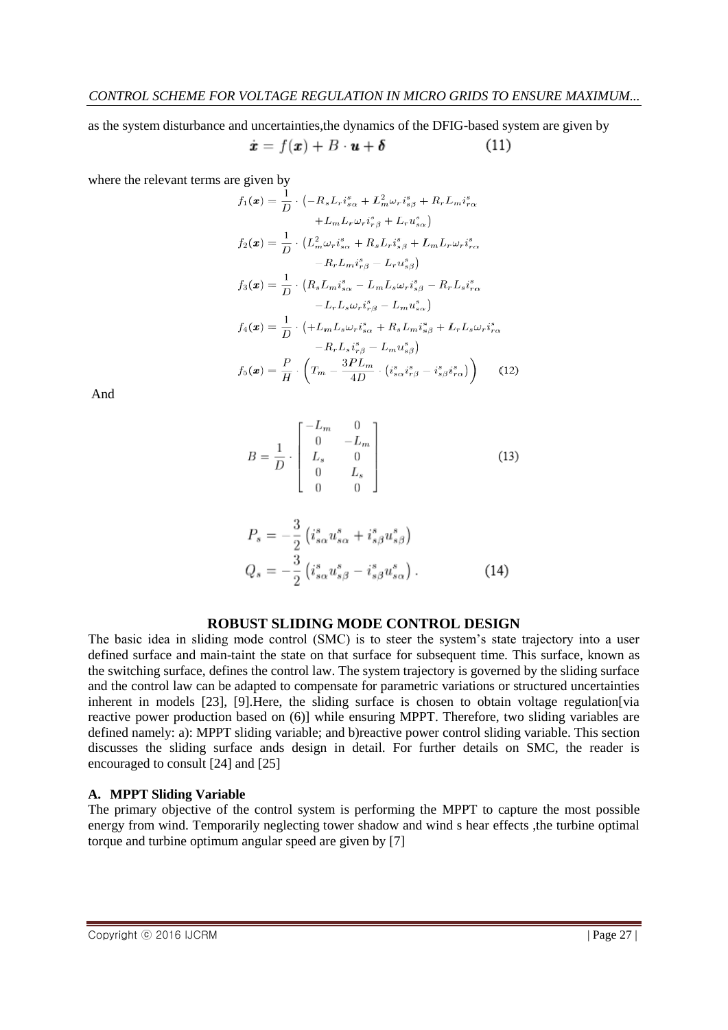as the system disturbance and uncertainties,the dynamics of the DFIG-based system are given by

$$\dot{\boldsymbol{x}} = f(\boldsymbol{x}) + B \cdot \boldsymbol{u} + \boldsymbol{\delta} \qquad (11)$$

where the relevant terms are given by

$$
\begin{aligned}
f_1(\boldsymbol{x}) &= \frac{1}{D} \cdot \left(-R_s L_r i_{s\alpha}^s + L_m^2 \omega_r i_{s\beta}^s + R_r L_m i_{r\alpha}^s \right. \\
&\quad \left. + L_m L_r \omega_r i_{r\beta}^s + L_r u_{s\alpha}^s\right) \\
f_2(\boldsymbol{x}) &= \frac{1}{D} \cdot \left(L_m^2 \omega_r i_{s\alpha}^s + R_s L_r i_{s\beta}^s + L_m L_r \omega_r i_{r\alpha}^s \right. \\
&\quad \left. - R_r L_m i_{r\beta}^s - L_r u_{s\beta}^s\right) \\
f_3(\boldsymbol{x}) &= \frac{1}{D} \cdot \left(R_s L_m i_{s\alpha}^s - L_m L_s \omega_r i_{s\beta}^s - R_r L_s i_{r\alpha}^s \right. \\
&\quad \left. - L_r L_s \omega_r i_{r\beta}^s - L_m u_{s\alpha}^s\right) \\
f_4(\boldsymbol{x}) &= \frac{1}{D} \cdot \left(+L_m L_s \omega_r i_{s\alpha}^s + R_s L_m i_{s\beta}^s + L_r L_s \omega_r i_{r\alpha}^s \right. \\
&\quad \left. - R_r L_s i_{r\beta}^s - L_m u_{s\beta}^s\right) \\
f_5(\boldsymbol{x}) &= \frac{P}{H} \cdot \left(T_m - \frac{3 P L_m}{4D} \cdot \left(i_{s\alpha}^s i_{r\beta}^s - i_{s\beta}^s i_{r\alpha}^s\right)\right) \qquad (12)
\end{aligned}
$$

And

$$B = \frac{1}{D} \cdot \begin{bmatrix} -L_m & 0 \\ 0 & -L_m \\ L_s & 0 \\ 0 & L_s \\ 0 & 0 \end{bmatrix} \qquad (13)$$

$$
\begin{aligned}
P_s &= -\frac{3}{2}\left(i_{s\alpha}^s u_{s\alpha}^s + i_{s\beta}^s u_{s\beta}^s\right) \\
Q_s &= -\frac{3}{2}\left(i_{s\alpha}^s u_{s\beta}^s - i_{s\beta}^s u_{s\alpha}^s\right). \qquad (14)
\end{aligned}
$$

## ROBUST SLIDING MODE CONTROL DESIGN

The basic idea in sliding mode control (SMC) is to steer the system's state trajectory into a user defined surface and main-taint the state on that surface for subsequent time. This surface, known as the switching surface, defines the control law. The system trajectory is governed by the sliding surface and the control law can be adapted to compensate for parametric variations or structured uncertainties inherent in models [23], [9].Here, the sliding surface is chosen to obtain voltage regulation[via reactive power production based on (6)] while ensuring MPPT. Therefore, two sliding variables are defined namely: a): MPPT sliding variable; and b)reactive power control sliding variable. This section discusses the sliding surface ands design in detail. For further details on SMC, the reader is encouraged to consult [24] and [25]

### A. MPPT Sliding Variable

The primary objective of the control system is performing the MPPT to capture the most possible energy from wind. Temporarily neglecting tower shadow and wind s hear effects ,the turbine optimal torque and turbine optimum angular speed are given by [7]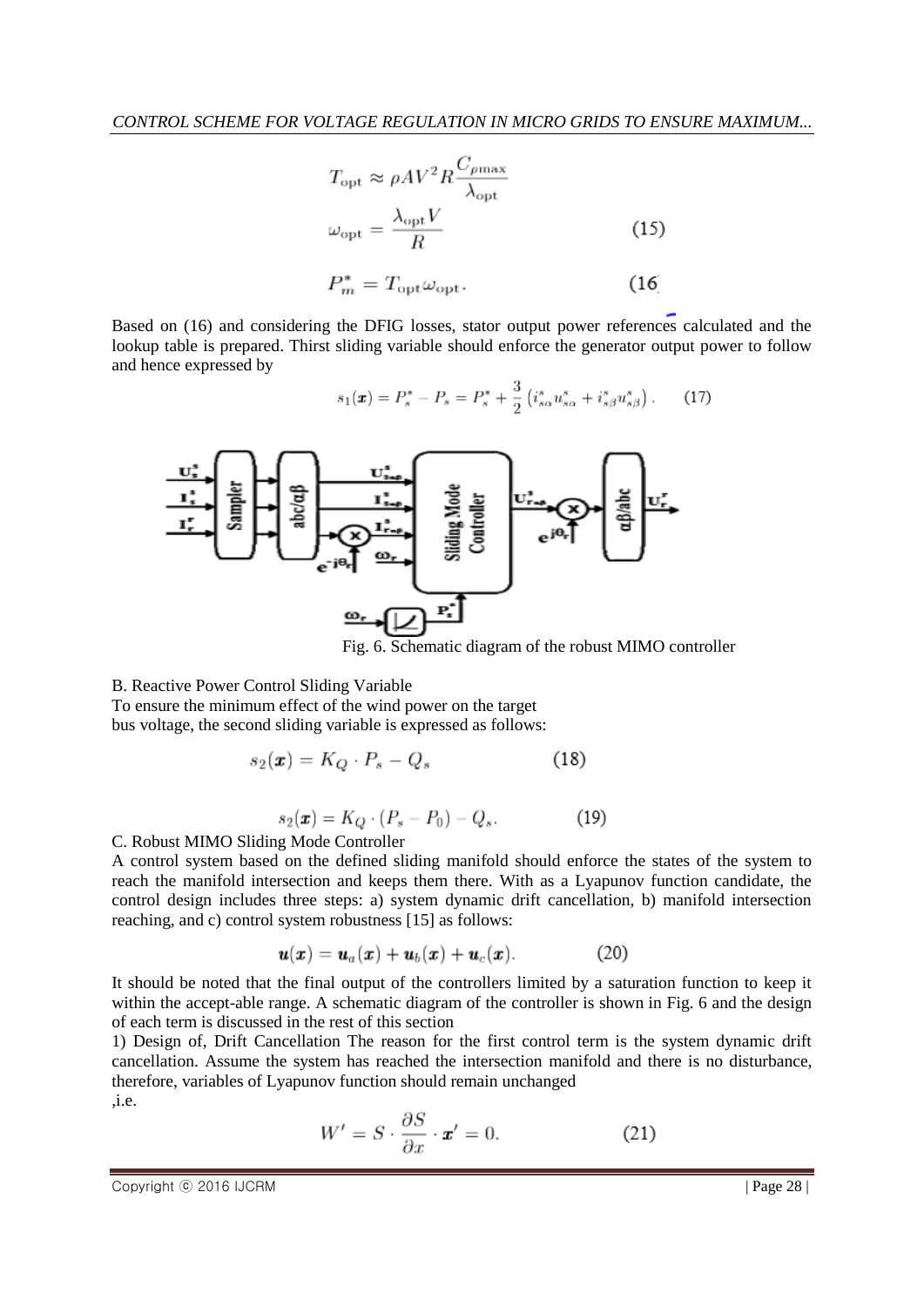$$T_{\text{opt}} \approx \rho A V^2 R \frac{C_{\rho\max}}{\lambda_{\text{opt}}}$$

$$\omega_{\text{opt}} = \frac{\lambda_{\text{opt}} V}{R} \qquad (15)$$

$$P_m^* = T_{\text{opt}} \omega_{\text{opt}}. \qquad (16)$$

Based on (16) and considering the DFIG losses, stator output power references calculated and the lookup table is prepared. Thirst sliding variable should enforce the generator output power to follow and hence expressed by

$$s_1(\boldsymbol{x}) = P_s^* - P_s = P_s^* + \frac{3}{2}\left(i_{s\alpha}^s u_{s\alpha}^s + i_{s\beta}^s u_{s\beta}^s\right). \qquad (17)$$

Fig. 6. Schematic diagram of the robust MIMO controller

B. Reactive Power Control Sliding Variable

To ensure the minimum effect of the wind power on the target bus voltage, the second sliding variable is expressed as follows:

$$s_2(\boldsymbol{x}) = K_Q \cdot P_s - Q_s \qquad (18)$$

$$s_2(\boldsymbol{x}) = K_Q \cdot (P_s - P_0) - Q_s. \qquad (19)$$

C. Robust MIMO Sliding Mode Controller

A control system based on the defined sliding manifold should enforce the states of the system to reach the manifold intersection and keeps them there. With as a Lyapunov function candidate, the control design includes three steps: a) system dynamic drift cancellation, b) manifold intersection reaching, and c) control system robustness [15] as follows:

$$\boldsymbol{u}(\boldsymbol{x}) = \boldsymbol{u}_a(\boldsymbol{x}) + \boldsymbol{u}_b(\boldsymbol{x}) + \boldsymbol{u}_c(\boldsymbol{x}). \qquad (20)$$

It should be noted that the final output of the controllers limited by a saturation function to keep it within the accept-able range. A schematic diagram of the controller is shown in Fig. 6 and the design of each term is discussed in the rest of this section

1) Design of, Drift Cancellation The reason for the first control term is the system dynamic drift cancellation. Assume the system has reached the intersection manifold and there is no disturbance, therefore, variables of Lyapunov function should remain unchanged ,i.e.

$$W' = S \cdot \frac{\partial S}{\partial x} \cdot \boldsymbol{x}' = 0. \qquad (21)$$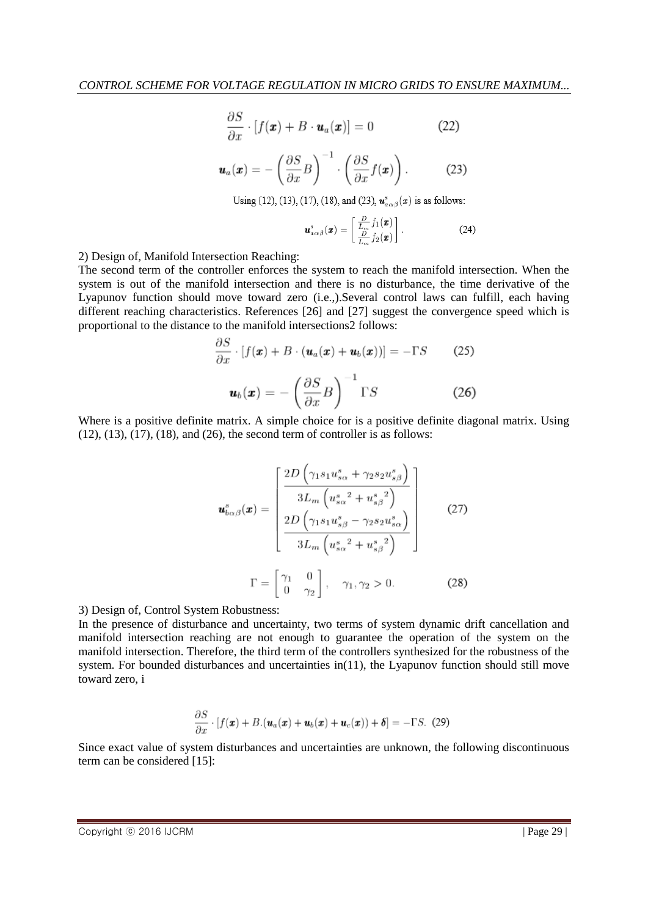$$\frac{\partial S}{\partial x} \cdot [f(\boldsymbol{x}) + B \cdot \boldsymbol{u}_a(\boldsymbol{x})] = 0 \qquad (22)$$

$$\boldsymbol{u}_a(\boldsymbol{x}) = -\left(\frac{\partial S}{\partial x} B\right)^{-1} \cdot \left(\frac{\partial S}{\partial x} f(\boldsymbol{x})\right). \qquad (23)$$

Using (12), (13), (17), (18), and (23), $\boldsymbol{u}^s_{a\alpha\beta}(x)$ is as follows:

$$\boldsymbol{u}^s_{a\alpha\beta}(\boldsymbol{x}) = \begin{bmatrix} \frac{D}{L_m} f_1(\boldsymbol{x}) \\ \frac{D}{L_m} f_2(\boldsymbol{x}) \end{bmatrix}. \qquad (24)$$

2) Design of, Manifold Intersection Reaching:

The second term of the controller enforces the system to reach the manifold intersection. When the system is out of the manifold intersection and there is no disturbance, the time derivative of the Lyapunov function should move toward zero (i.e.,).Several control laws can fulfill, each having different reaching characteristics. References [26] and [27] suggest the convergence speed which is proportional to the distance to the manifold intersections2 follows:

$$\frac{\partial S}{\partial x} \cdot [f(\boldsymbol{x}) + B \cdot (\boldsymbol{u}_a(\boldsymbol{x}) + \boldsymbol{u}_b(\boldsymbol{x}))] = -\Gamma S \qquad (25)$$

$$\boldsymbol{u}_b(\boldsymbol{x}) = -\left(\frac{\partial S}{\partial x} B\right)^{-1} \Gamma S \qquad (26)$$

Where is a positive definite matrix. A simple choice for is a positive definite diagonal matrix. Using (12), (13), (17), (18), and (26), the second term of controller is as follows:

$$\boldsymbol{u}^s_{b\alpha\beta}(\boldsymbol{x}) = \begin{bmatrix} \dfrac{2D\left(\gamma_1 s_1 u^s_{s\alpha} + \gamma_2 s_2 u^s_{s\beta}\right)}{3L_m\left({u^s_{s\alpha}}^2 + {u^s_{s\beta}}^2\right)} \\ \dfrac{2D\left(\gamma_1 s_1 u^s_{s\beta} - \gamma_2 s_2 u^s_{s\alpha}\right)}{3L_m\left({u^s_{s\alpha}}^2 + {u^s_{s\beta}}^2\right)} \end{bmatrix} \qquad (27)$$

$$\Gamma = \begin{bmatrix} \gamma_1 & 0 \\ 0 & \gamma_2 \end{bmatrix}, \quad \gamma_1, \gamma_2 > 0. \qquad (28)$$

3) Design of, Control System Robustness:

In the presence of disturbance and uncertainty, two terms of system dynamic drift cancellation and manifold intersection reaching are not enough to guarantee the operation of the system on the manifold intersection. Therefore, the third term of the controllers synthesized for the robustness of the system. For bounded disturbances and uncertainties in(11), the Lyapunov function should still move toward zero, i

$$\frac{\partial S}{\partial x} \cdot [f(\boldsymbol{x}) + B.(\boldsymbol{u}_a(\boldsymbol{x}) + \boldsymbol{u}_b(\boldsymbol{x}) + \boldsymbol{u}_c(\boldsymbol{x})) + \boldsymbol{\delta}] = -\Gamma S. \quad (29)$$

Since exact value of system disturbances and uncertainties are unknown, the following discontinuous term can be considered [15]: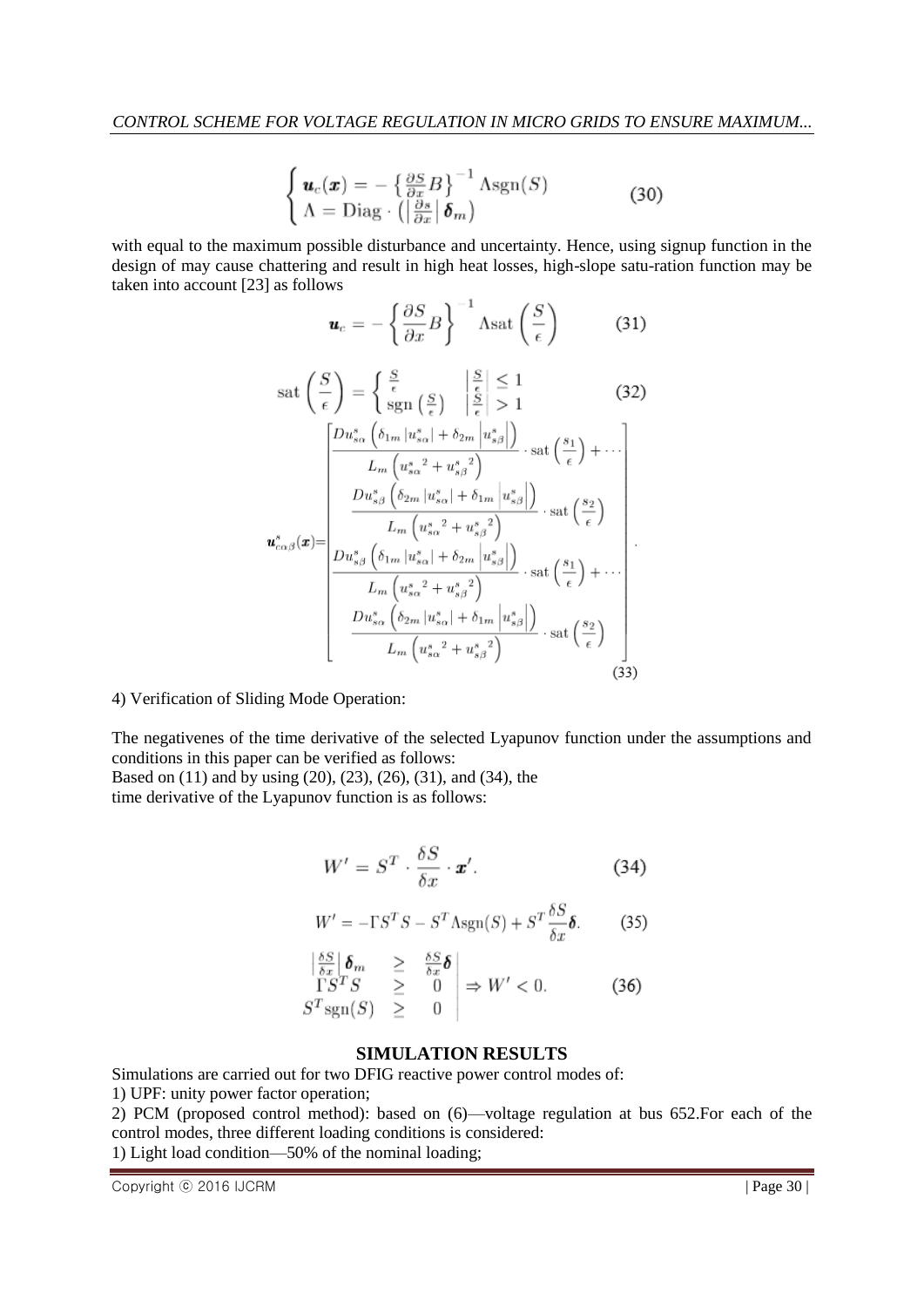$$
\begin{cases} \boldsymbol{u}_c(\boldsymbol{x}) = -\left\{\frac{\partial S}{\partial x}B\right\}^{-1}\Lambda \text{sgn}(S) \\ \Lambda = \text{Diag}\cdot\left(\left|\frac{\partial s}{\partial x}\right|\boldsymbol{\delta}_m\right) \end{cases} \tag{30}
$$

with equal to the maximum possible disturbance and uncertainty. Hence, using signup function in the design of may cause chattering and result in high heat losses, high-slope satu-ration function may be taken into account [23] as follows

$$
\boldsymbol{u}_c = -\left\{\frac{\partial S}{\partial x}B\right\}^{-1}\Lambda \text{sat}\left(\frac{S}{\epsilon}\right) \tag{31}
$$

$$
\text{sat}\left(\frac{S}{\epsilon}\right) = \begin{cases} \frac{S}{\epsilon} & \left|\frac{S}{\epsilon}\right| \leq 1 \\ \text{sgn}\left(\frac{S}{\epsilon}\right) & \left|\frac{S}{\epsilon}\right| > 1 \end{cases} \tag{32}
$$

$$
\boldsymbol{u}^s_{c\alpha\beta}(\boldsymbol{x}) = \begin{bmatrix} \frac{Du^s_{s\alpha}\left(\delta_{1m}\left|u^s_{s\alpha}\right| + \delta_{2m}\left|u^s_{s\beta}\right|\right)}{L_m\left({u^s_{s\alpha}}^2 + {u^s_{s\beta}}^2\right)} \cdot \text{sat}\left(\frac{s_1}{\epsilon}\right) + \cdots \\ \frac{Du^s_{s\beta}\left(\delta_{2m}\left|u^s_{s\alpha}\right| + \delta_{1m}\left|u^s_{s\beta}\right|\right)}{L_m\left({u^s_{s\alpha}}^2 + {u^s_{s\beta}}^2\right)} \cdot \text{sat}\left(\frac{s_2}{\epsilon}\right) \\ \frac{Du^s_{s\beta}\left(\delta_{1m}\left|u^s_{s\alpha}\right| + \delta_{2m}\left|u^s_{s\beta}\right|\right)}{L_m\left({u^s_{s\alpha}}^2 + {u^s_{s\beta}}^2\right)} \cdot \text{sat}\left(\frac{s_1}{\epsilon}\right) + \cdots \\ \frac{Du^s_{s\alpha}\left(\delta_{2m}\left|u^s_{s\alpha}\right| + \delta_{1m}\left|u^s_{s\beta}\right|\right)}{L_m\left({u^s_{s\alpha}}^2 + {u^s_{s\beta}}^2\right)} \cdot \text{sat}\left(\frac{s_2}{\epsilon}\right) \end{bmatrix}. \tag{33}
$$

4) Verification of Sliding Mode Operation:

The negativenes of the time derivative of the selected Lyapunov function under the assumptions and conditions in this paper can be verified as follows:
Based on (11) and by using (20), (23), (26), (31), and (34), the
time derivative of the Lyapunov function is as follows:

$$
W' = S^T \cdot \frac{\delta S}{\delta x} \cdot \boldsymbol{x}'. \tag{34}
$$

$$
W' = -\Gamma S^T S - S^T \Lambda \text{sgn}(S) + S^T \frac{\delta S}{\delta x}\boldsymbol{\delta}. \tag{35}
$$

$$
\left.\begin{array}{lcl} \left|\frac{\delta S}{\delta x}\right|\boldsymbol{\delta}_m & \geq & \frac{\delta S}{\delta x}\boldsymbol{\delta} \\ \Gamma S^T S & \geq & 0 \\ S^T \text{sgn}(S) & \geq & 0 \end{array}\right| \Rightarrow W' < 0. \tag{36}
$$

## SIMULATION RESULTS

Simulations are carried out for two DFIG reactive power control modes of:
1) UPF: unity power factor operation;
2) PCM (proposed control method): based on (6)—voltage regulation at bus 652.For each of the control modes, three different loading conditions is considered:
1) Light load condition—50% of the nominal loading;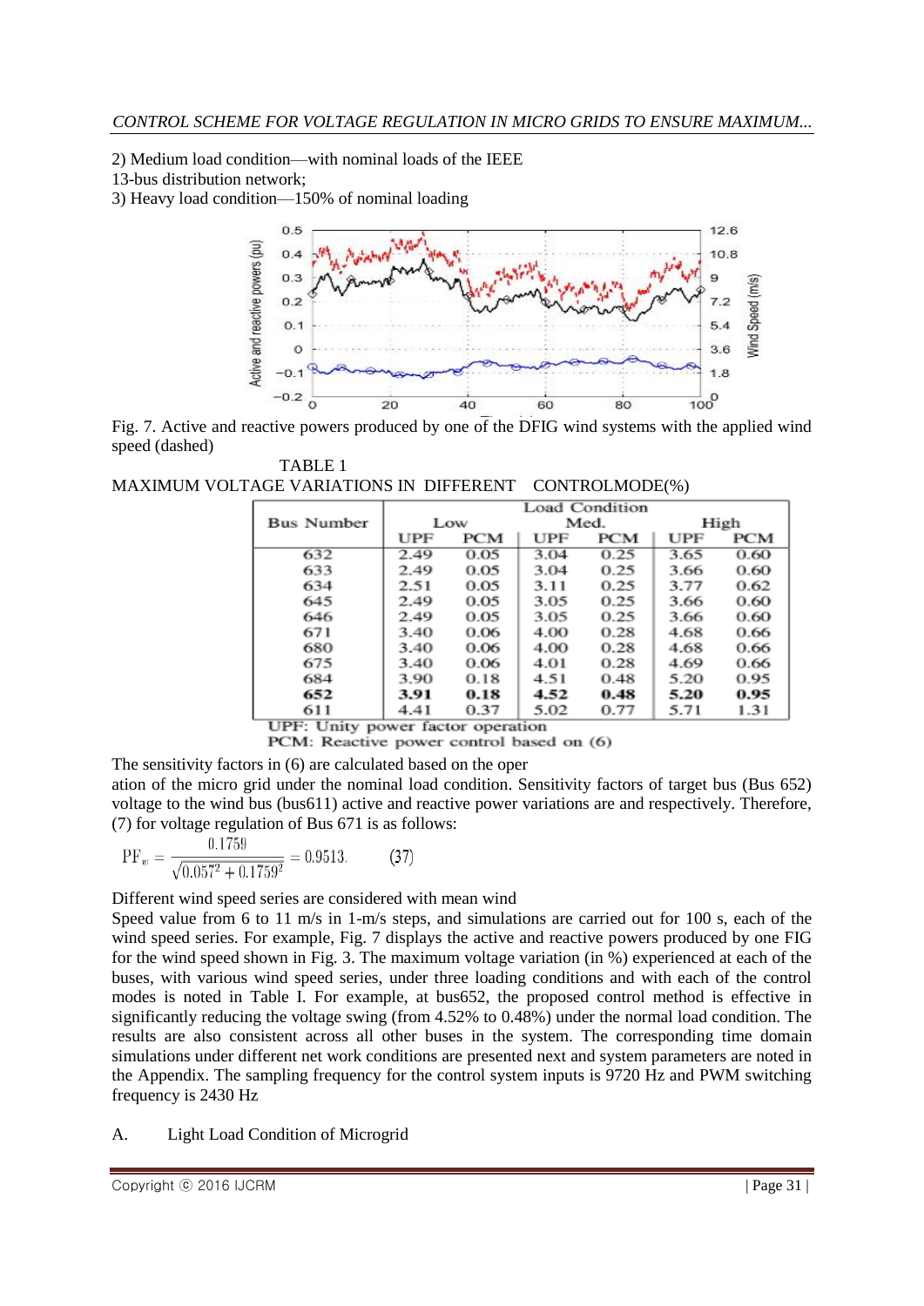2) Medium load condition—with nominal loads of the IEEE 13-bus distribution network;
3) Heavy load condition—150% of nominal loading

Fig. 7. Active and reactive powers produced by one of the DFIG wind systems with the applied wind speed (dashed)

TABLE 1
MAXIMUM VOLTAGE VARIATIONS IN DIFFERENT CONTROLMODE(%)

| Bus Number | Load Condition | | | | | |
|---|---|---|---|---|---|---|
| | Low | | Med. | | High | |
| | UPF | PCM | UPF | PCM | UPF | PCM |
| 632 | 2.49 | 0.05 | 3.04 | 0.25 | 3.65 | 0.60 |
| 633 | 2.49 | 0.05 | 3.04 | 0.25 | 3.66 | 0.60 |
| 634 | 2.51 | 0.05 | 3.11 | 0.25 | 3.77 | 0.62 |
| 645 | 2.49 | 0.05 | 3.05 | 0.25 | 3.66 | 0.60 |
| 646 | 2.49 | 0.05 | 3.05 | 0.25 | 3.66 | 0.60 |
| 671 | 3.40 | 0.06 | 4.00 | 0.28 | 4.68 | 0.66 |
| 680 | 3.40 | 0.06 | 4.00 | 0.28 | 4.68 | 0.66 |
| 675 | 3.40 | 0.06 | 4.01 | 0.28 | 4.69 | 0.66 |
| 684 | 3.90 | 0.18 | 4.51 | 0.48 | 5.20 | 0.95 |
| **652** | **3.91** | **0.18** | **4.52** | **0.48** | **5.20** | **0.95** |
| 611 | 4.41 | 0.37 | 5.02 | 0.77 | 5.71 | 1.31 |

UPF: Unity power factor operation
PCM: Reactive power control based on (6)

The sensitivity factors in (6) are calculated based on the oper
ation of the micro grid under the nominal load condition. Sensitivity factors of target bus (Bus 652) voltage to the wind bus (bus611) active and reactive power variations are and respectively. Therefore, (7) for voltage regulation of Bus 671 is as follows:

$$\mathrm{PF}_w = \frac{0.1759}{\sqrt{0.057^2 + 0.1759^2}} = 0.9513. \qquad (37)$$

Different wind speed series are considered with mean wind
Speed value from 6 to 11 m/s in 1-m/s steps, and simulations are carried out for 100 s, each of the wind speed series. For example, Fig. 7 displays the active and reactive powers produced by one FIG for the wind speed shown in Fig. 3. The maximum voltage variation (in %) experienced at each of the buses, with various wind speed series, under three loading conditions and with each of the control modes is noted in Table I. For example, at bus652, the proposed control method is effective in significantly reducing the voltage swing (from 4.52% to 0.48%) under the normal load condition. The results are also consistent across all other buses in the system. The corresponding time domain simulations under different net work conditions are presented next and system parameters are noted in the Appendix. The sampling frequency for the control system inputs is 9720 Hz and PWM switching frequency is 2430 Hz

A. Light Load Condition of Microgrid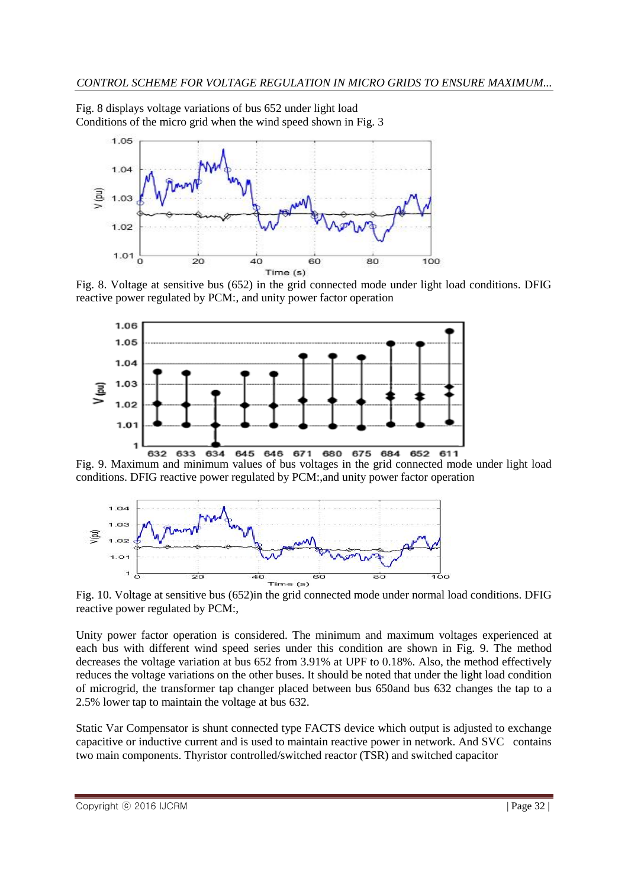Fig. 8 displays voltage variations of bus 652 under light load
Conditions of the micro grid when the wind speed shown in Fig. 3

Fig. 8. Voltage at sensitive bus (652) in the grid connected mode under light load conditions. DFIG reactive power regulated by PCM:, and unity power factor operation

Fig. 9. Maximum and minimum values of bus voltages in the grid connected mode under light load conditions. DFIG reactive power regulated by PCM:,and unity power factor operation

Fig. 10. Voltage at sensitive bus (652)in the grid connected mode under normal load conditions. DFIG reactive power regulated by PCM:,

Unity power factor operation is considered. The minimum and maximum voltages experienced at each bus with different wind speed series under this condition are shown in Fig. 9. The method decreases the voltage variation at bus 652 from 3.91% at UPF to 0.18%. Also, the method effectively reduces the voltage variations on the other buses. It should be noted that under the light load condition of microgrid, the transformer tap changer placed between bus 650and bus 632 changes the tap to a 2.5% lower tap to maintain the voltage at bus 632.

Static Var Compensator is shunt connected type FACTS device which output is adjusted to exchange capacitive or inductive current and is used to maintain reactive power in network. And SVC contains two main components. Thyristor controlled/switched reactor (TSR) and switched capacitor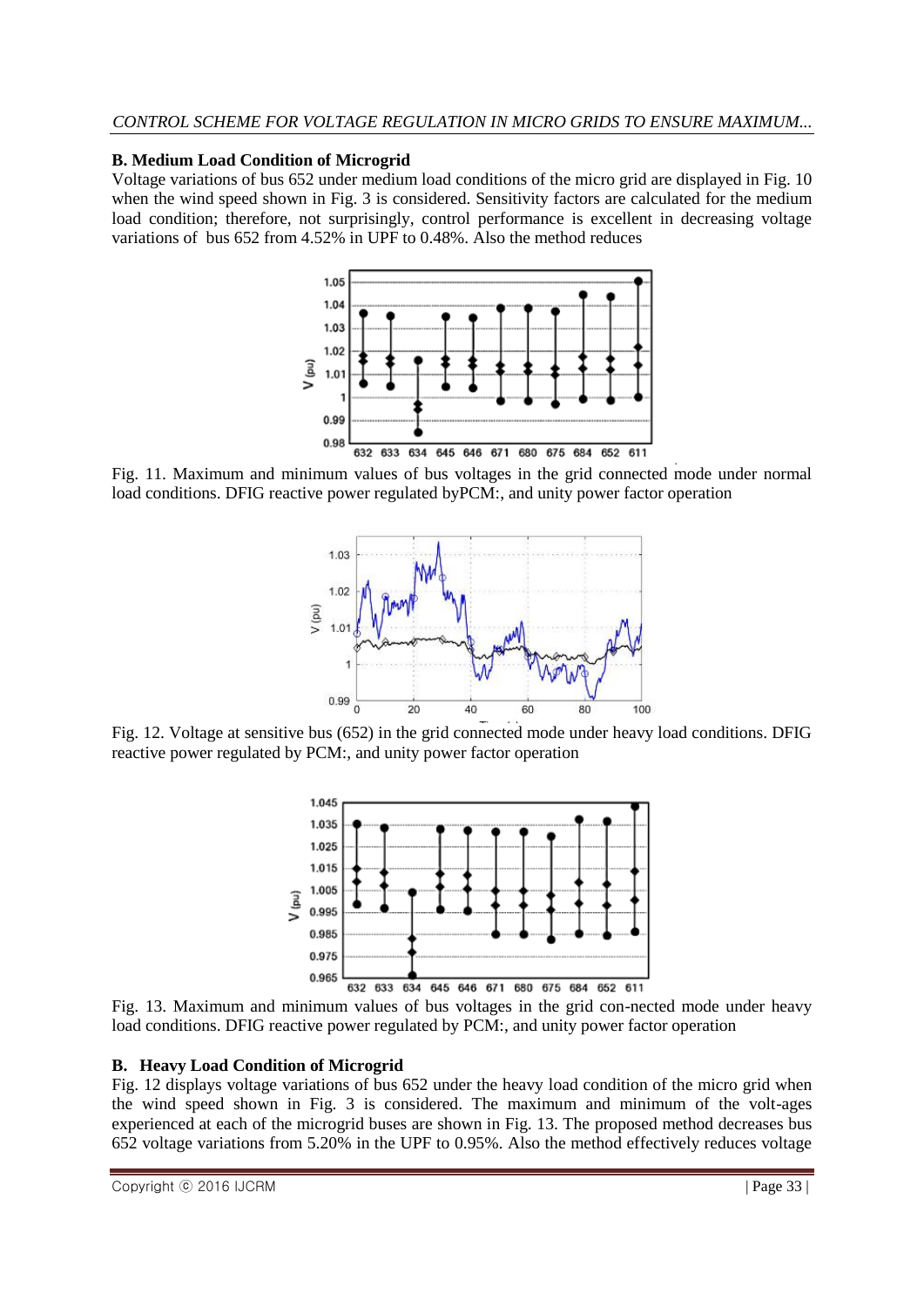### B. Medium Load Condition of Microgrid

Voltage variations of bus 652 under medium load conditions of the micro grid are displayed in Fig. 10 when the wind speed shown in Fig. 3 is considered. Sensitivity factors are calculated for the medium load condition; therefore, not surprisingly, control performance is excellent in decreasing voltage variations of bus 652 from 4.52% in UPF to 0.48%. Also the method reduces

Fig. 11. Maximum and minimum values of bus voltages in the grid connected mode under normal load conditions. DFIG reactive power regulated byPCM:, and unity power factor operation

Fig. 12. Voltage at sensitive bus (652) in the grid connected mode under heavy load conditions. DFIG reactive power regulated by PCM:, and unity power factor operation

Fig. 13. Maximum and minimum values of bus voltages in the grid con-nected mode under heavy load conditions. DFIG reactive power regulated by PCM:, and unity power factor operation

### B. Heavy Load Condition of Microgrid

Fig. 12 displays voltage variations of bus 652 under the heavy load condition of the micro grid when the wind speed shown in Fig. 3 is considered. The maximum and minimum of the volt-ages experienced at each of the microgrid buses are shown in Fig. 13. The proposed method decreases bus 652 voltage variations from 5.20% in the UPF to 0.95%. Also the method effectively reduces voltage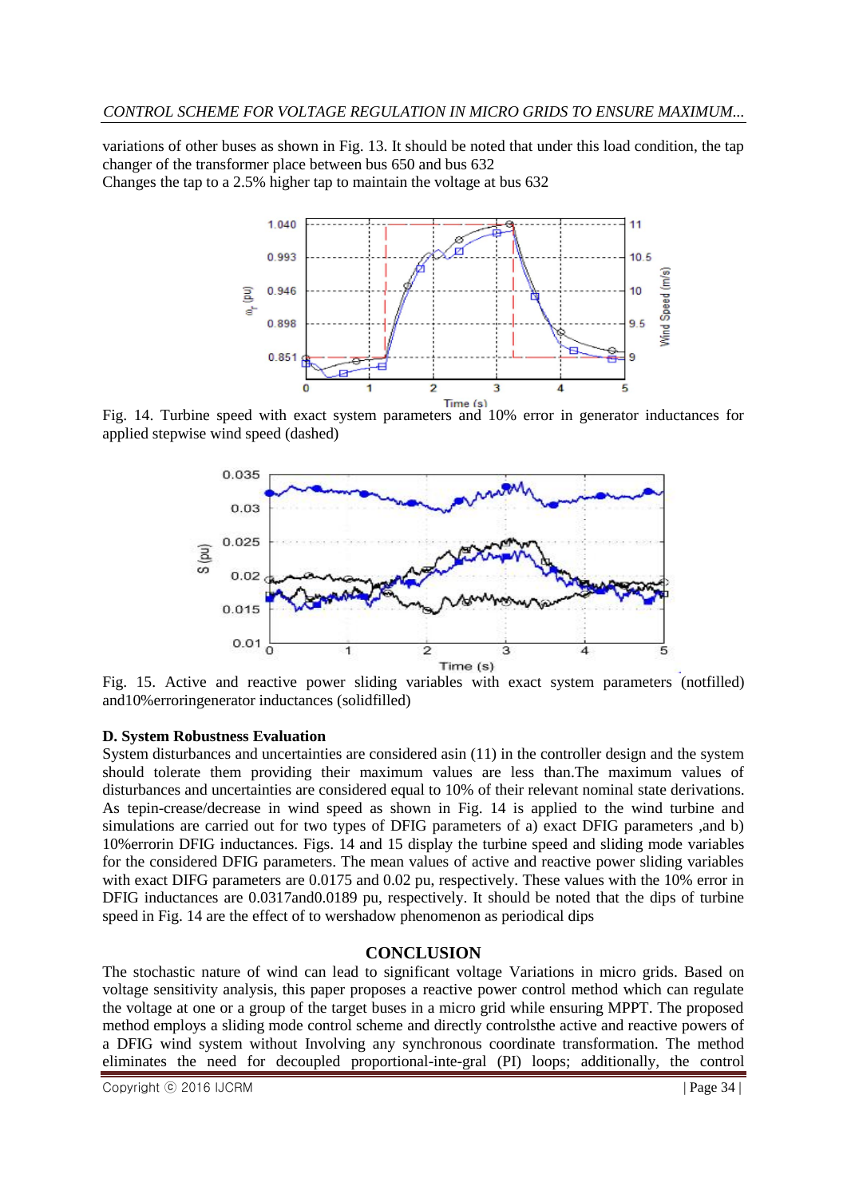variations of other buses as shown in Fig. 13. It should be noted that under this load condition, the tap changer of the transformer place between bus 650 and bus 632
Changes the tap to a 2.5% higher tap to maintain the voltage at bus 632

Fig. 14. Turbine speed with exact system parameters and 10% error in generator inductances for applied stepwise wind speed (dashed)

Fig. 15. Active and reactive power sliding variables with exact system parameters (notfilled) and10%erroringenerator inductances (solidfilled)

**D. System Robustness Evaluation**

System disturbances and uncertainties are considered asin (11) in the controller design and the system should tolerate them providing their maximum values are less than.The maximum values of disturbances and uncertainties are considered equal to 10% of their relevant nominal state derivations. As tepin-crease/decrease in wind speed as shown in Fig. 14 is applied to the wind turbine and simulations are carried out for two types of DFIG parameters of a) exact DFIG parameters ,and b) 10%errorin DFIG inductances. Figs. 14 and 15 display the turbine speed and sliding mode variables for the considered DFIG parameters. The mean values of active and reactive power sliding variables with exact DIFG parameters are 0.0175 and 0.02 pu, respectively. These values with the 10% error in DFIG inductances are 0.0317and0.0189 pu, respectively. It should be noted that the dips of turbine speed in Fig. 14 are the effect of to wershadow phenomenon as periodical dips

## CONCLUSION

The stochastic nature of wind can lead to significant voltage Variations in micro grids. Based on voltage sensitivity analysis, this paper proposes a reactive power control method which can regulate the voltage at one or a group of the target buses in a micro grid while ensuring MPPT. The proposed method employs a sliding mode control scheme and directly controlsthe active and reactive powers of a DFIG wind system without Involving any synchronous coordinate transformation. The method eliminates the need for decoupled proportional-inte-gral (PI) loops; additionally, the control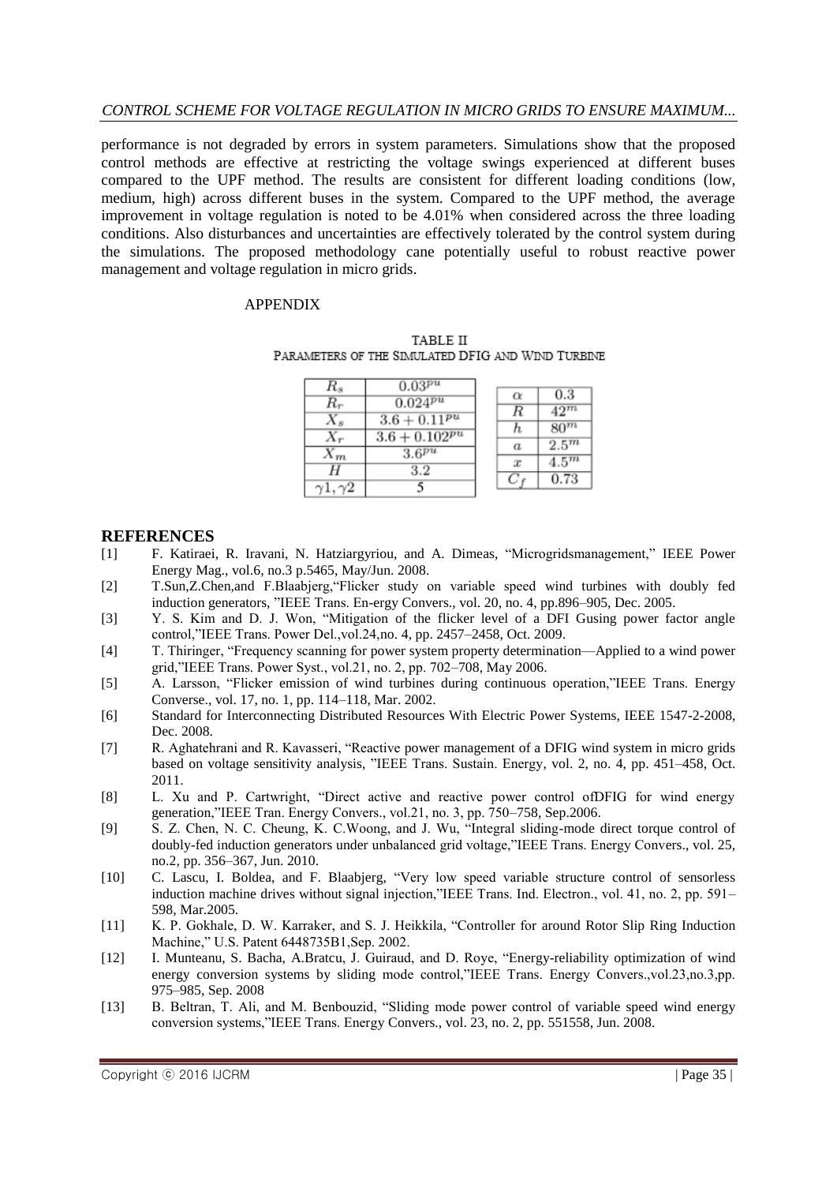performance is not degraded by errors in system parameters. Simulations show that the proposed control methods are effective at restricting the voltage swings experienced at different buses compared to the UPF method. The results are consistent for different loading conditions (low, medium, high) across different buses in the system. Compared to the UPF method, the average improvement in voltage regulation is noted to be 4.01% when considered across the three loading conditions. Also disturbances and uncertainties are effectively tolerated by the control system during the simulations. The proposed methodology cane potentially useful to robust reactive power management and voltage regulation in micro grids.

APPENDIX

TABLE II
PARAMETERS OF THE SIMULATED DFIG AND WIND TURBINE

| | |
|---|---|
| $R_s$ | $0.03^{pu}$ |
| $R_r$ | $0.024^{pu}$ |
| $X_s$ | $3.6 + 0.11^{pu}$ |
| $X_r$ | $3.6 + 0.102^{pu}$ |
| $X_m$ | $3.6^{pu}$ |
| $H$ | 3.2 |
| $\gamma 1, \gamma 2$ | 5 |

| | |
|---|---|
| $\alpha$ | 0.3 |
| $R$ | $42^m$ |
| $h$ | $80^m$ |
| $a$ | $2.5^m$ |
| $x$ | $4.5^m$ |
| $C_f$ | 0.73 |

## REFERENCES

[1] F. Katiraei, R. Iravani, N. Hatziargyriou, and A. Dimeas, "Microgridsmanagement," IEEE Power Energy Mag., vol.6, no.3 p.5465, May/Jun. 2008.

[2] T.Sun,Z.Chen,and F.Blaabjerg,"Flicker study on variable speed wind turbines with doubly fed induction generators, "IEEE Trans. En-ergy Convers., vol. 20, no. 4, pp.896–905, Dec. 2005.

[3] Y. S. Kim and D. J. Won, "Mitigation of the flicker level of a DFI Gusing power factor angle control,"IEEE Trans. Power Del.,vol.24,no. 4, pp. 2457–2458, Oct. 2009.

[4] T. Thiringer, "Frequency scanning for power system property determination—Applied to a wind power grid,"IEEE Trans. Power Syst., vol.21, no. 2, pp. 702–708, May 2006.

[5] A. Larsson, "Flicker emission of wind turbines during continuous operation,"IEEE Trans. Energy Converse., vol. 17, no. 1, pp. 114–118, Mar. 2002.

[6] Standard for Interconnecting Distributed Resources With Electric Power Systems, IEEE 1547-2-2008, Dec. 2008.

[7] R. Aghatehrani and R. Kavasseri, "Reactive power management of a DFIG wind system in micro grids based on voltage sensitivity analysis, "IEEE Trans. Sustain. Energy, vol. 2, no. 4, pp. 451–458, Oct. 2011.

[8] L. Xu and P. Cartwright, "Direct active and reactive power control ofDFIG for wind energy generation,"IEEE Tran. Energy Convers., vol.21, no. 3, pp. 750–758, Sep.2006.

[9] S. Z. Chen, N. C. Cheung, K. C.Woong, and J. Wu, "Integral sliding-mode direct torque control of doubly-fed induction generators under unbalanced grid voltage,"IEEE Trans. Energy Convers., vol. 25, no.2, pp. 356–367, Jun. 2010.

[10] C. Lascu, I. Boldea, and F. Blaabjerg, "Very low speed variable structure control of sensorless induction machine drives without signal injection,"IEEE Trans. Ind. Electron., vol. 41, no. 2, pp. 591–598, Mar.2005.

[11] K. P. Gokhale, D. W. Karraker, and S. J. Heikkila, "Controller for around Rotor Slip Ring Induction Machine," U.S. Patent 6448735B1,Sep. 2002.

[12] I. Munteanu, S. Bacha, A.Bratcu, J. Guiraud, and D. Roye, "Energy-reliability optimization of wind energy conversion systems by sliding mode control,"IEEE Trans. Energy Convers.,vol.23,no.3,pp. 975–985, Sep. 2008

[13] B. Beltran, T. Ali, and M. Benbouzid, "Sliding mode power control of variable speed wind energy conversion systems,"IEEE Trans. Energy Convers., vol. 23, no. 2, pp. 551558, Jun. 2008.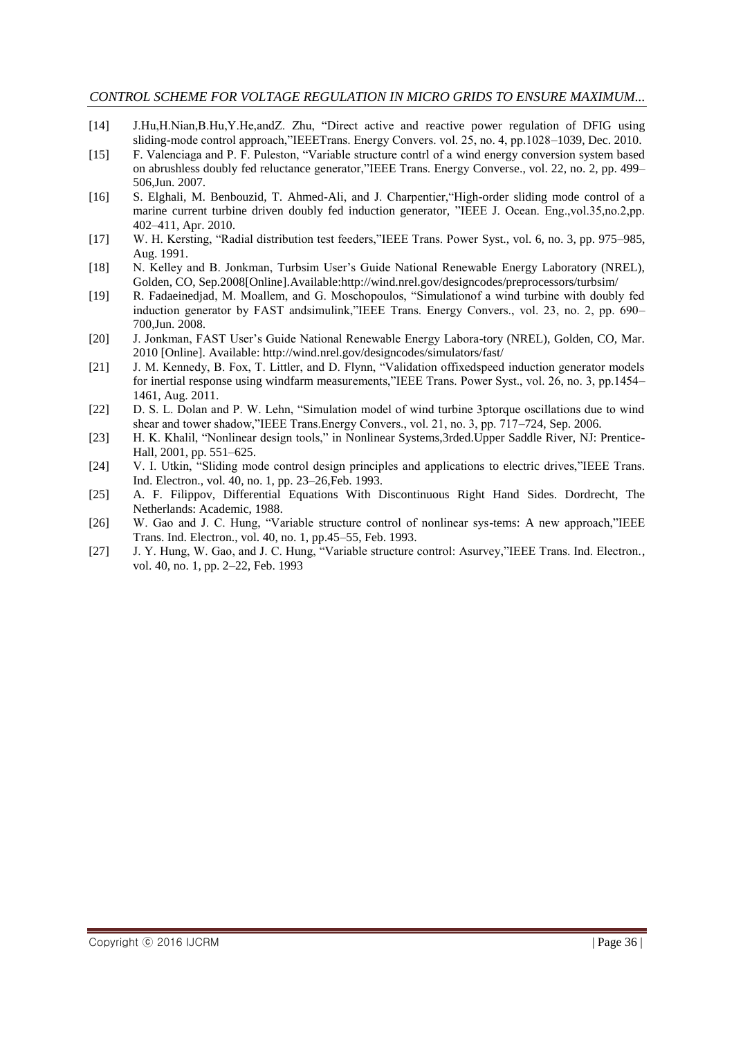[14] J.Hu,H.Nian,B.Hu,Y.He,andZ. Zhu, "Direct active and reactive power regulation of DFIG using sliding-mode control approach,"IEEETrans. Energy Convers. vol. 25, no. 4, pp.1028–1039, Dec. 2010.

[15] F. Valenciaga and P. F. Puleston, "Variable structure contrl of a wind energy conversion system based on abrushless doubly fed reluctance generator,"IEEE Trans. Energy Converse., vol. 22, no. 2, pp. 499–506,Jun. 2007.

[16] S. Elghali, M. Benbouzid, T. Ahmed-Ali, and J. Charpentier,"High-order sliding mode control of a marine current turbine driven doubly fed induction generator, "IEEE J. Ocean. Eng.,vol.35,no.2,pp. 402–411, Apr. 2010.

[17] W. H. Kersting, "Radial distribution test feeders,"IEEE Trans. Power Syst., vol. 6, no. 3, pp. 975–985, Aug. 1991.

[18] N. Kelley and B. Jonkman, Turbsim User's Guide National Renewable Energy Laboratory (NREL), Golden, CO, Sep.2008[Online].Available:http://wind.nrel.gov/designcodes/preprocessors/turbsim/

[19] R. Fadaeinedjad, M. Moallem, and G. Moschopoulos, "Simulationof a wind turbine with doubly fed induction generator by FAST andsimulink,"IEEE Trans. Energy Convers., vol. 23, no. 2, pp. 690–700,Jun. 2008.

[20] J. Jonkman, FAST User's Guide National Renewable Energy Labora-tory (NREL), Golden, CO, Mar. 2010 [Online]. Available: http://wind.nrel.gov/designcodes/simulators/fast/

[21] J. M. Kennedy, B. Fox, T. Littler, and D. Flynn, "Validation offixedspeed induction generator models for inertial response using windfarm measurements,"IEEE Trans. Power Syst., vol. 26, no. 3, pp.1454–1461, Aug. 2011.

[22] D. S. L. Dolan and P. W. Lehn, "Simulation model of wind turbine 3ptorque oscillations due to wind shear and tower shadow,"IEEE Trans.Energy Convers., vol. 21, no. 3, pp. 717–724, Sep. 2006.

[23] H. K. Khalil, "Nonlinear design tools," in Nonlinear Systems,3rded.Upper Saddle River, NJ: Prentice-Hall, 2001, pp. 551–625.

[24] V. I. Utkin, "Sliding mode control design principles and applications to electric drives,"IEEE Trans. Ind. Electron., vol. 40, no. 1, pp. 23–26,Feb. 1993.

[25] A. F. Filippov, Differential Equations With Discontinuous Right Hand Sides. Dordrecht, The Netherlands: Academic, 1988.

[26] W. Gao and J. C. Hung, "Variable structure control of nonlinear sys-tems: A new approach,"IEEE Trans. Ind. Electron., vol. 40, no. 1, pp.45–55, Feb. 1993.

[27] J. Y. Hung, W. Gao, and J. C. Hung, "Variable structure control: Asurvey,"IEEE Trans. Ind. Electron., vol. 40, no. 1, pp. 2–22, Feb. 1993